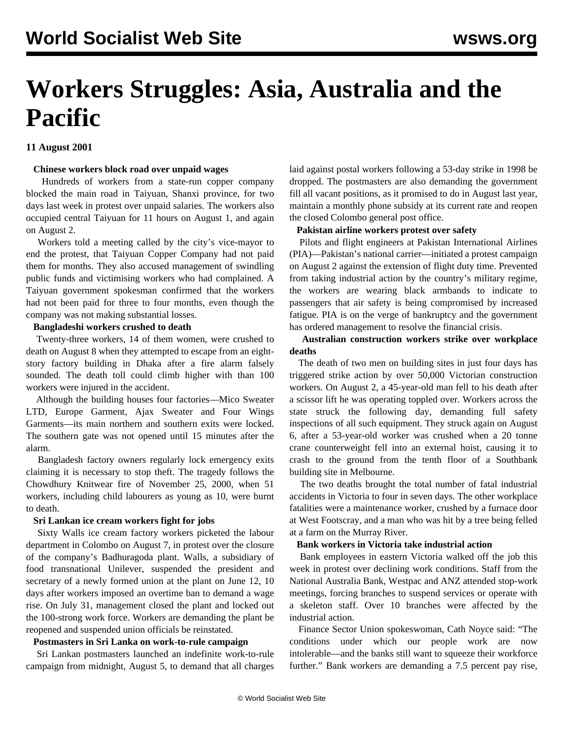# Workers Struggles: Asia, Australia and the Pacific

**11 August 2001**

**Chinese workers block road over unpaid wages**

Hundreds of workers from a state-run copper company blocked the main road in Taiyuan, Shanxi province, for two days last week in protest over unpaid salaries. The workers also occupied central Taiyuan for 11 hours on August 1, and again on August 2.

Workers told a meeting called by the city's vice-mayor to end the protest, that Taiyuan Copper Company had not paid them for months. They also accused management of swindling public funds and victimising workers who had complained. A Taiyuan government spokesman confirmed that the workers had not been paid for three to four months, even though the company was not making substantial losses.

**Bangladeshi workers crushed to death**

Twenty-three workers, 14 of them women, were crushed to death on August 8 when they attempted to escape from an eight-story factory building in Dhaka after a fire alarm falsely sounded. The death toll could climb higher with than 100 workers were injured in the accident.

Although the building houses four factories—Mico Sweater LTD, Europe Garment, Ajax Sweater and Four Wings Garments—its main northern and southern exits were locked. The southern gate was not opened until 15 minutes after the alarm.

Bangladesh factory owners regularly lock emergency exits claiming it is necessary to stop theft. The tragedy follows the Chowdhury Knitwear fire of November 25, 2000, when 51 workers, including child labourers as young as 10, were burnt to death.

**Sri Lankan ice cream workers fight for jobs**

Sixty Walls ice cream factory workers picketed the labour department in Colombo on August 7, in protest over the closure of the company's Badhuragoda plant. Walls, a subsidiary of food transnational Unilever, suspended the president and secretary of a newly formed union at the plant on June 12, 10 days after workers imposed an overtime ban to demand a wage rise. On July 31, management closed the plant and locked out the 100-strong work force. Workers are demanding the plant be reopened and suspended union officials be reinstated.

**Postmasters in Sri Lanka on work-to-rule campaign**

Sri Lankan postmasters launched an indefinite work-to-rule campaign from midnight, August 5, to demand that all charges laid against postal workers following a 53-day strike in 1998 be dropped. The postmasters are also demanding the government fill all vacant positions, as it promised to do in August last year, maintain a monthly phone subsidy at its current rate and reopen the closed Colombo general post office.

**Pakistan airline workers protest over safety**

Pilots and flight engineers at Pakistan International Airlines (PIA)—Pakistan's national carrier—initiated a protest campaign on August 2 against the extension of flight duty time. Prevented from taking industrial action by the country's military regime, the workers are wearing black armbands to indicate to passengers that air safety is being compromised by increased fatigue. PIA is on the verge of bankruptcy and the government has ordered management to resolve the financial crisis.

**Australian construction workers strike over workplace deaths**

The death of two men on building sites in just four days has triggered strike action by over 50,000 Victorian construction workers. On August 2, a 45-year-old man fell to his death after a scissor lift he was operating toppled over. Workers across the state struck the following day, demanding full safety inspections of all such equipment. They struck again on August 6, after a 53-year-old worker was crushed when a 20 tonne crane counterweight fell into an external hoist, causing it to crash to the ground from the tenth floor of a Southbank building site in Melbourne.

The two deaths brought the total number of fatal industrial accidents in Victoria to four in seven days. The other workplace fatalities were a maintenance worker, crushed by a furnace door at West Footscray, and a man who was hit by a tree being felled at a farm on the Murray River.

**Bank workers in Victoria take industrial action**

Bank employees in eastern Victoria walked off the job this week in protest over declining work conditions. Staff from the National Australia Bank, Westpac and ANZ attended stop-work meetings, forcing branches to suspend services or operate with a skeleton staff. Over 10 branches were affected by the industrial action.

Finance Sector Union spokeswoman, Cath Noyce said: "The conditions under which our people work are now intolerable—and the banks still want to squeeze their workforce further." Bank workers are demanding a 7.5 percent pay rise,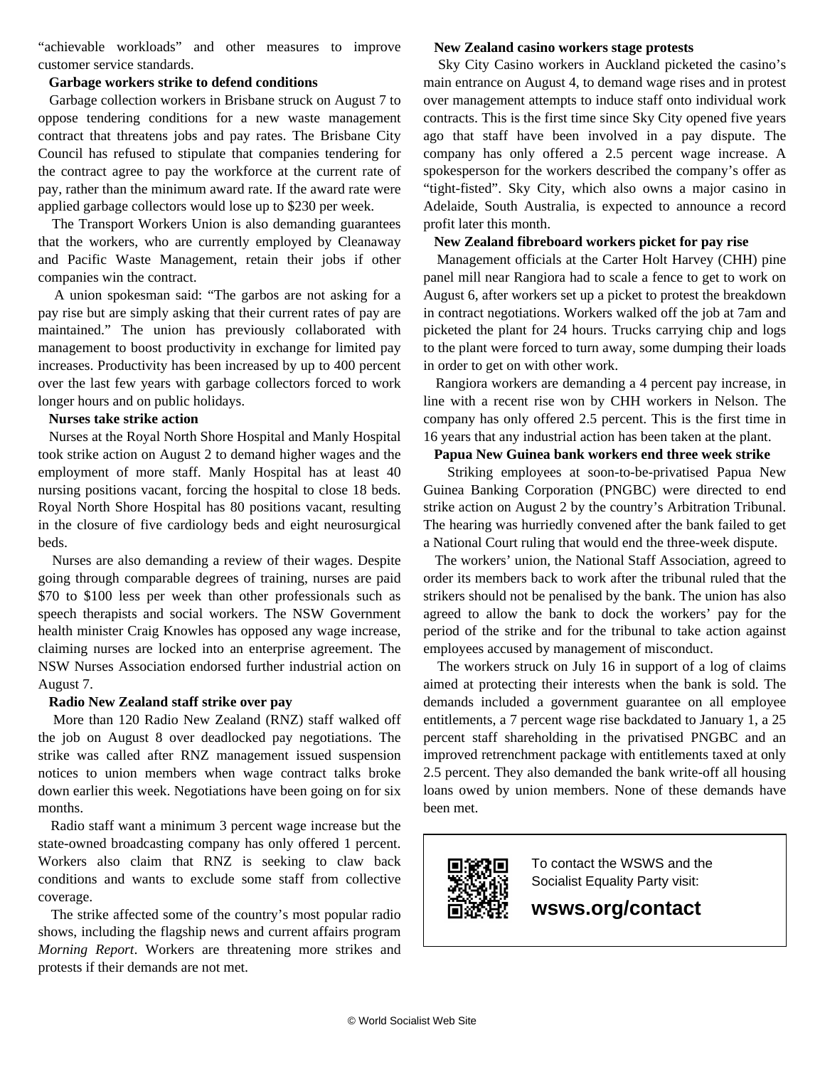"achievable workloads" and other measures to improve customer service standards.

**Garbage workers strike to defend conditions**

Garbage collection workers in Brisbane struck on August 7 to oppose tendering conditions for a new waste management contract that threatens jobs and pay rates. The Brisbane City Council has refused to stipulate that companies tendering for the contract agree to pay the workforce at the current rate of pay, rather than the minimum award rate. If the award rate were applied garbage collectors would lose up to $230 per week.

The Transport Workers Union is also demanding guarantees that the workers, who are currently employed by Cleanaway and Pacific Waste Management, retain their jobs if other companies win the contract.

A union spokesman said: "The garbos are not asking for a pay rise but are simply asking that their current rates of pay are maintained." The union has previously collaborated with management to boost productivity in exchange for limited pay increases. Productivity has been increased by up to 400 percent over the last few years with garbage collectors forced to work longer hours and on public holidays.

**Nurses take strike action**

Nurses at the Royal North Shore Hospital and Manly Hospital took strike action on August 2 to demand higher wages and the employment of more staff. Manly Hospital has at least 40 nursing positions vacant, forcing the hospital to close 18 beds. Royal North Shore Hospital has 80 positions vacant, resulting in the closure of five cardiology beds and eight neurosurgical beds.

Nurses are also demanding a review of their wages. Despite going through comparable degrees of training, nurses are paid $70 to $100 less per week than other professionals such as speech therapists and social workers. The NSW Government health minister Craig Knowles has opposed any wage increase, claiming nurses are locked into an enterprise agreement. The NSW Nurses Association endorsed further industrial action on August 7.

**Radio New Zealand staff strike over pay**

More than 120 Radio New Zealand (RNZ) staff walked off the job on August 8 over deadlocked pay negotiations. The strike was called after RNZ management issued suspension notices to union members when wage contract talks broke down earlier this week. Negotiations have been going on for six months.

Radio staff want a minimum 3 percent wage increase but the state-owned broadcasting company has only offered 1 percent. Workers also claim that RNZ is seeking to claw back conditions and wants to exclude some staff from collective coverage.

The strike affected some of the country's most popular radio shows, including the flagship news and current affairs program *Morning Report*. Workers are threatening more strikes and protests if their demands are not met.

**New Zealand casino workers stage protests**

Sky City Casino workers in Auckland picketed the casino's main entrance on August 4, to demand wage rises and in protest over management attempts to induce staff onto individual work contracts. This is the first time since Sky City opened five years ago that staff have been involved in a pay dispute. The company has only offered a 2.5 percent wage increase. A spokesperson for the workers described the company's offer as "tight-fisted". Sky City, which also owns a major casino in Adelaide, South Australia, is expected to announce a record profit later this month.

**New Zealand fibreboard workers picket for pay rise**

Management officials at the Carter Holt Harvey (CHH) pine panel mill near Rangiora had to scale a fence to get to work on August 6, after workers set up a picket to protest the breakdown in contract negotiations. Workers walked off the job at 7am and picketed the plant for 24 hours. Trucks carrying chip and logs to the plant were forced to turn away, some dumping their loads in order to get on with other work.

Rangiora workers are demanding a 4 percent pay increase, in line with a recent rise won by CHH workers in Nelson. The company has only offered 2.5 percent. This is the first time in 16 years that any industrial action has been taken at the plant.

**Papua New Guinea bank workers end three week strike**

Striking employees at soon-to-be-privatised Papua New Guinea Banking Corporation (PNGBC) were directed to end strike action on August 2 by the country's Arbitration Tribunal. The hearing was hurriedly convened after the bank failed to get a National Court ruling that would end the three-week dispute.

The workers' union, the National Staff Association, agreed to order its members back to work after the tribunal ruled that the strikers should not be penalised by the bank. The union has also agreed to allow the bank to dock the workers' pay for the period of the strike and for the tribunal to take action against employees accused by management of misconduct.

The workers struck on July 16 in support of a log of claims aimed at protecting their interests when the bank is sold. The demands included a government guarantee on all employee entitlements, a 7 percent wage rise backdated to January 1, a 25 percent staff shareholding in the privatised PNGBC and an improved retrenchment package with entitlements taxed at only 2.5 percent. They also demanded the bank write-off all housing loans owed by union members. None of these demands have been met.

To contact the WSWS and the Socialist Equality Party visit:

**wsws.org/contact**